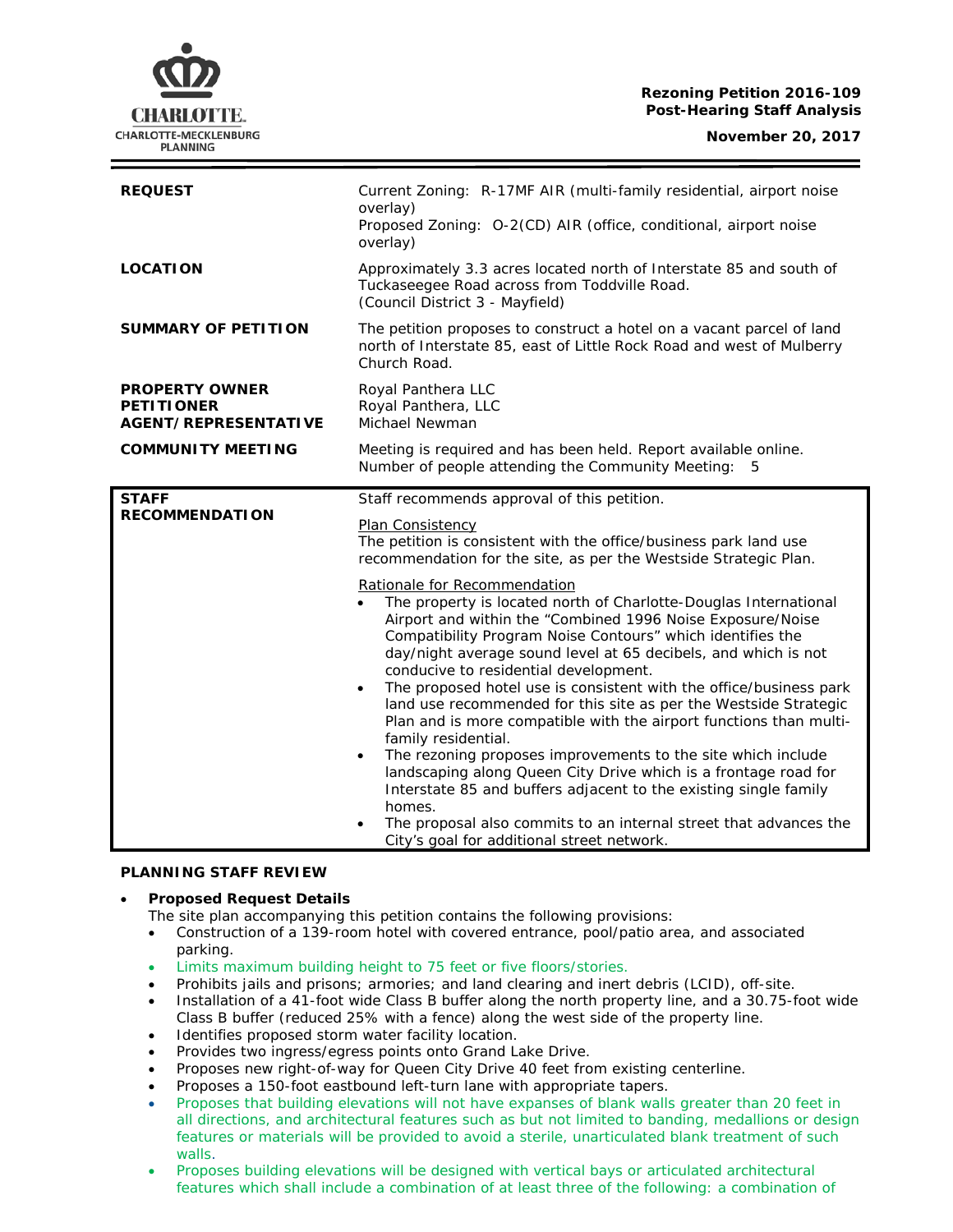**Rezoning Petition 2016-109**
**Post-Hearing Staff Analysis**
**November 20, 2017**

| | |
|---|---|
| **REQUEST** | Current Zoning: R-17MF AIR (multi-family residential, airport noise overlay)<br>Proposed Zoning: O-2(CD) AIR (office, conditional, airport noise overlay) |
| **LOCATION** | Approximately 3.3 acres located north of Interstate 85 and south of Tuckaseegee Road across from Toddville Road.<br>(Council District 3 - Mayfield) |
| **SUMMARY OF PETITION** | The petition proposes to construct a hotel on a vacant parcel of land north of Interstate 85, east of Little Rock Road and west of Mulberry Church Road. |
| **PROPERTY OWNER**<br>**PETITIONER**<br>**AGENT/REPRESENTATIVE** | Royal Panthera LLC<br>Royal Panthera, LLC<br>Michael Newman |
| **COMMUNITY MEETING** | Meeting is required and has been held. Report available online.<br>Number of people attending the Community Meeting: 5 |
| **STAFF RECOMMENDATION** | Staff recommends approval of this petition.<br><br>Plan Consistency<br>The petition is consistent with the office/business park land use recommendation for the site, as per the Westside Strategic Plan.<br><br>Rationale for Recommendation<br>• The property is located north of Charlotte-Douglas International Airport and within the "Combined 1996 Noise Exposure/Noise Compatibility Program Noise Contours" which identifies the day/night average sound level at 65 decibels, and which is not conducive to residential development.<br>• The proposed hotel use is consistent with the office/business park land use recommended for this site as per the Westside Strategic Plan and is more compatible with the airport functions than multi-family residential.<br>• The rezoning proposes improvements to the site which include landscaping along Queen City Drive which is a frontage road for Interstate 85 and buffers adjacent to the existing single family homes.<br>• The proposal also commits to an internal street that advances the City's goal for additional street network. |

## PLANNING STAFF REVIEW

- **Proposed Request Details**
  The site plan accompanying this petition contains the following provisions:
  - Construction of a 139-room hotel with covered entrance, pool/patio area, and associated parking.
  - Limits maximum building height to 75 feet or five floors/stories.
  - Prohibits jails and prisons; armories; and land clearing and inert debris (LCID), off-site.
  - Installation of a 41-foot wide Class B buffer along the north property line, and a 30.75-foot wide Class B buffer (reduced 25% with a fence) along the west side of the property line.
  - Identifies proposed storm water facility location.
  - Provides two ingress/egress points onto Grand Lake Drive.
  - Proposes new right-of-way for Queen City Drive 40 feet from existing centerline.
  - Proposes a 150-foot eastbound left-turn lane with appropriate tapers.
  - Proposes that building elevations will not have expanses of blank walls greater than 20 feet in all directions, and architectural features such as but not limited to banding, medallions or design features or materials will be provided to avoid a sterile, unarticulated blank treatment of such walls.
  - Proposes building elevations will be designed with vertical bays or articulated architectural features which shall include a combination of at least three of the following: a combination of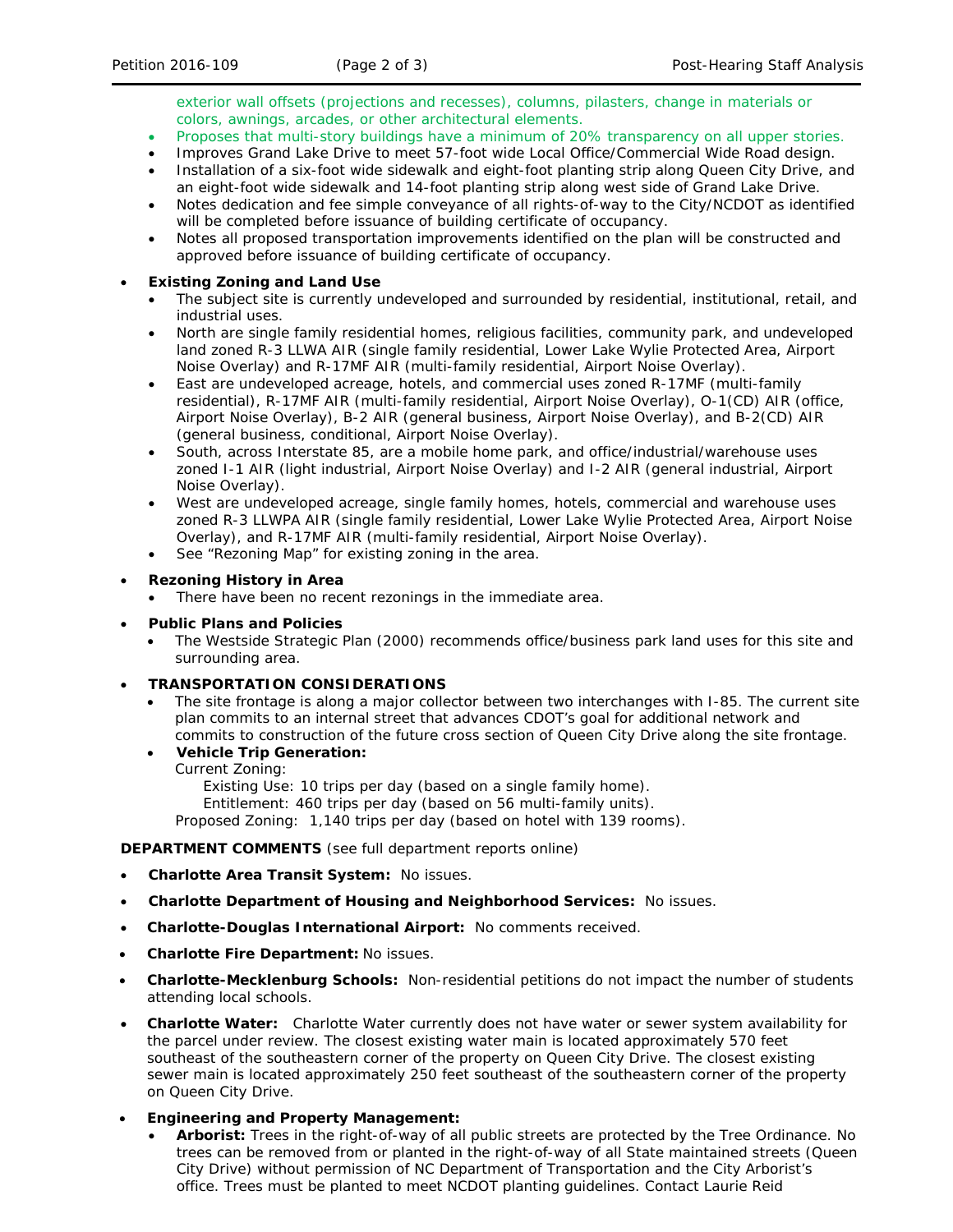exterior wall offsets (projections and recesses), columns, pilasters, change in materials or colors, awnings, arcades, or other architectural elements.
- Proposes that multi-story buildings have a minimum of 20% transparency on all upper stories.
- Improves Grand Lake Drive to meet 57-foot wide Local Office/Commercial Wide Road design.
- Installation of a six-foot wide sidewalk and eight-foot planting strip along Queen City Drive, and an eight-foot wide sidewalk and 14-foot planting strip along west side of Grand Lake Drive.
- Notes dedication and fee simple conveyance of all rights-of-way to the City/NCDOT as identified will be completed before issuance of building certificate of occupancy.
- Notes all proposed transportation improvements identified on the plan will be constructed and approved before issuance of building certificate of occupancy.

- **Existing Zoning and Land Use**
  - The subject site is currently undeveloped and surrounded by residential, institutional, retail, and industrial uses.
  - North are single family residential homes, religious facilities, community park, and undeveloped land zoned R-3 LLWA AIR (single family residential, Lower Lake Wylie Protected Area, Airport Noise Overlay) and R-17MF AIR (multi-family residential, Airport Noise Overlay).
  - East are undeveloped acreage, hotels, and commercial uses zoned R-17MF (multi-family residential), R-17MF AIR (multi-family residential, Airport Noise Overlay), O-1(CD) AIR (office, Airport Noise Overlay), B-2 AIR (general business, Airport Noise Overlay), and B-2(CD) AIR (general business, conditional, Airport Noise Overlay).
  - South, across Interstate 85, are a mobile home park, and office/industrial/warehouse uses zoned I-1 AIR (light industrial, Airport Noise Overlay) and I-2 AIR (general industrial, Airport Noise Overlay).
  - West are undeveloped acreage, single family homes, hotels, commercial and warehouse uses zoned R-3 LLWPA AIR (single family residential, Lower Lake Wylie Protected Area, Airport Noise Overlay), and R-17MF AIR (multi-family residential, Airport Noise Overlay).
  - See "Rezoning Map" for existing zoning in the area.

- **Rezoning History in Area**
  - There have been no recent rezonings in the immediate area.

- **Public Plans and Policies**
  - The Westside Strategic Plan (2000) recommends office/business park land uses for this site and surrounding area.

- **TRANSPORTATION CONSIDERATIONS**
  - The site frontage is along a major collector between two interchanges with I-85. The current site plan commits to an internal street that advances CDOT's goal for additional network and commits to construction of the future cross section of Queen City Drive along the site frontage.
  - **Vehicle Trip Generation:**
    Current Zoning:
    Existing Use: 10 trips per day (based on a single family home).
    Entitlement: 460 trips per day (based on 56 multi-family units).
    Proposed Zoning: 1,140 trips per day (based on hotel with 139 rooms).

**DEPARTMENT COMMENTS** (see full department reports online)

- **Charlotte Area Transit System:** No issues.
- **Charlotte Department of Housing and Neighborhood Services:** No issues.
- **Charlotte-Douglas International Airport:** No comments received.
- **Charlotte Fire Department:** No issues.
- **Charlotte-Mecklenburg Schools:** Non-residential petitions do not impact the number of students attending local schools.
- **Charlotte Water:** Charlotte Water currently does not have water or sewer system availability for the parcel under review. The closest existing water main is located approximately 570 feet southeast of the southeastern corner of the property on Queen City Drive. The closest existing sewer main is located approximately 250 feet southeast of the southeastern corner of the property on Queen City Drive.
- **Engineering and Property Management:**
  - **Arborist:** Trees in the right-of-way of all public streets are protected by the Tree Ordinance. No trees can be removed from or planted in the right-of-way of all State maintained streets (Queen City Drive) without permission of NC Department of Transportation and the City Arborist's office. Trees must be planted to meet NCDOT planting guidelines. Contact Laurie Reid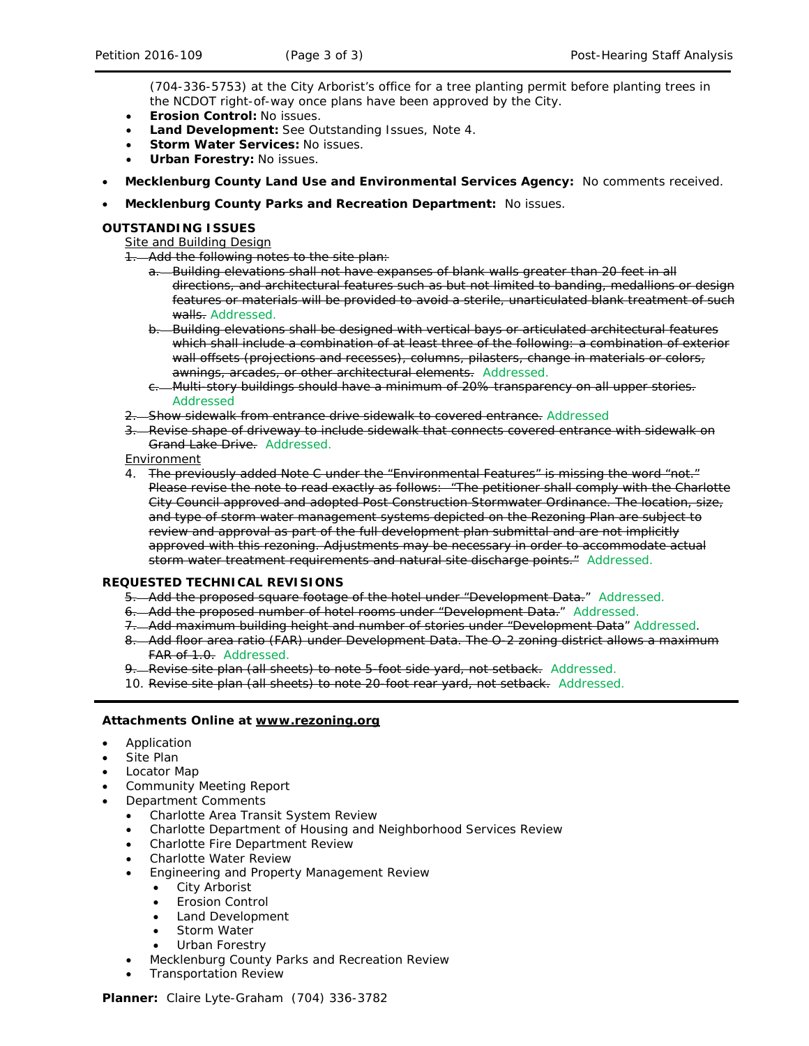(704-336-5753) at the City Arborist's office for a tree planting permit before planting trees in the NCDOT right-of-way once plans have been approved by the City.
  - **Erosion Control:** No issues.
  - **Land Development:** See Outstanding Issues, Note 4.
  - **Storm Water Services:** No issues.
  - **Urban Forestry:** No issues.

- **Mecklenburg County Land Use and Environmental Services Agency:** No comments received.
- **Mecklenburg County Parks and Recreation Department:** No issues.

**OUTSTANDING ISSUES**

Site and Building Design

1. ~~Add the following notes to the site plan:~~
   a. ~~Building elevations shall not have expanses of blank walls greater than 20 feet in all directions, and architectural features such as but not limited to banding, medallions or design features or materials will be provided to avoid a sterile, unarticulated blank treatment of such walls.~~ Addressed.
   b. ~~Building elevations shall be designed with vertical bays or articulated architectural features which shall include a combination of at least three of the following: a combination of exterior wall offsets (projections and recesses), columns, pilasters, change in materials or colors, awnings, arcades, or other architectural elements.~~ Addressed.
   c. ~~Multi-story buildings should have a minimum of 20% transparency on all upper stories.~~ Addressed
2. ~~Show sidewalk from entrance drive sidewalk to covered entrance.~~ Addressed
3. ~~Revise shape of driveway to include sidewalk that connects covered entrance with sidewalk on Grand Lake Drive.~~ Addressed.

Environment

4. ~~The previously added Note C under the "Environmental Features" is missing the word "not." Please revise the note to read exactly as follows: "The petitioner shall comply with the Charlotte City Council approved and adopted Post Construction Stormwater Ordinance. The location, size, and type of storm water management systems depicted on the Rezoning Plan are subject to review and approval as part of the full development plan submittal and are not implicitly approved with this rezoning. Adjustments may be necessary in order to accommodate actual storm water treatment requirements and natural site discharge points."~~ Addressed.

**REQUESTED TECHNICAL REVISIONS**

5. ~~Add the proposed square footage of the hotel under "Development Data."~~ Addressed.
6. ~~Add the proposed number of hotel rooms under "Development Data."~~ Addressed.
7. ~~Add maximum building height and number of stories under "Development Data"~~ Addressed.
8. ~~Add floor area ratio (FAR) under Development Data. The O-2 zoning district allows a maximum FAR of 1.0.~~ Addressed.
9. ~~Revise site plan (all sheets) to note 5-foot side yard, not setback.~~ Addressed.
10. ~~Revise site plan (all sheets) to note 20-foot rear yard, not setback.~~ Addressed.

**Attachments Online at www.rezoning.org**

- Application
- Site Plan
- Locator Map
- Community Meeting Report
- Department Comments
  - Charlotte Area Transit System Review
  - Charlotte Department of Housing and Neighborhood Services Review
  - Charlotte Fire Department Review
  - Charlotte Water Review
  - Engineering and Property Management Review
    - City Arborist
    - Erosion Control
    - Land Development
    - Storm Water
    - Urban Forestry
  - Mecklenburg County Parks and Recreation Review
  - Transportation Review

**Planner:** Claire Lyte-Graham (704) 336-3782